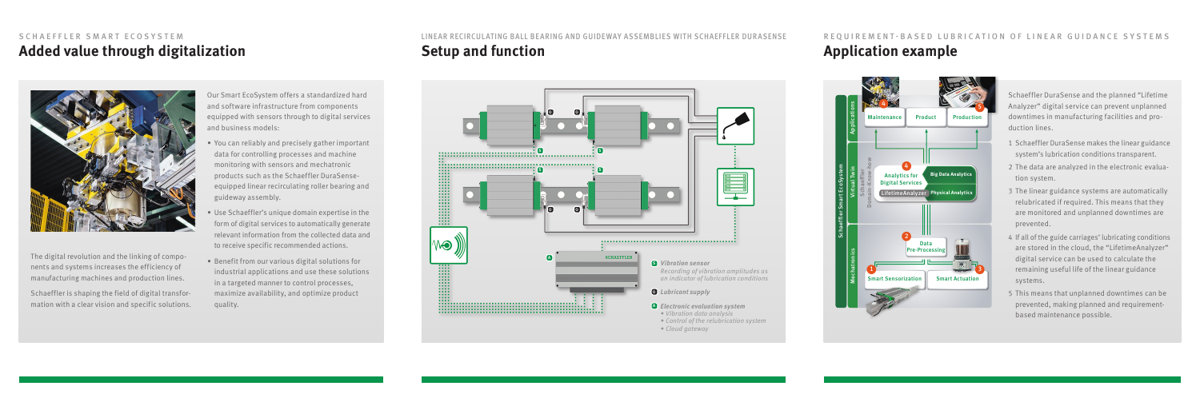SCHAEFFLER SMART ECOSYSTEM

## Added value through digitalization

The digital revolution and the linking of components and systems increases the efficiency of manufacturing machines and production lines.

Schaeffler is shaping the field of digital transformation with a clear vision and specific solutions.

Our Smart EcoSystem offers a standardized hard and software infrastructure from components equipped with sensors through to digital services and business models:

- You can reliably and precisely gather important data for controlling processes and machine monitoring with sensors and mechatronic products such as the Schaeffler DuraSense-equipped linear recirculating roller bearing and guideway assembly.
- Use Schaeffler's unique domain expertise in the form of digital services to automatically generate relevant information from the collected data and to receive specific recommended actions.
- Benefit from our various digital solutions for industrial applications and use these solutions in a targeted manner to control processes, maximize availability, and optimize product quality.

LINEAR RECIRCULATING BALL BEARING AND GUIDEWAY ASSEMBLIES WITH SCHAEFFLER DURASENSE

## Setup and function

**S** *Vibration sensor*
*Recording of vibration amplitudes as an indicator of lubrication conditions*

**G** *Lubricant supply*

**A** *Electronic evaluation system*
- *Vibration data analysis*
- *Control of the relubrication system*
- *Cloud gateway*

REQUIREMENT-BASED LUBRICATION OF LINEAR GUIDANCE SYSTEMS

## Application example

Schaeffler DuraSense and the planned "Lifetime Analyzer" digital service can prevent unplanned downtimes in manufacturing facilities and production lines.

1. Schaeffler DuraSense makes the linear guidance system's lubrication conditions transparent.
2. The data are analyzed in the electronic evaluation system.
3. The linear guidance systems are automatically relubricated if required. This means that they are monitored and unplanned downtimes are prevented.
4. If all of the guide carriages' lubricating conditions are stored in the cloud, the "LifetimeAnalyzer" digital service can be used to calculate the remaining useful life of the linear guidance systems.
5. This means that unplanned downtimes can be prevented, making planned and requirement-based maintenance possible.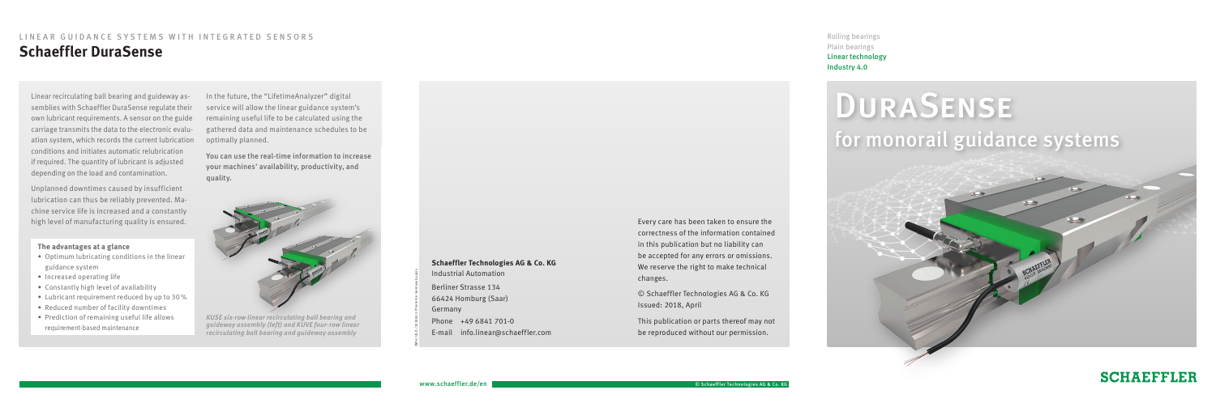LINEAR GUIDANCE SYSTEMS WITH INTEGRATED SENSORS

# Schaeffler DuraSense

Linear recirculating ball bearing and guideway assemblies with Schaeffler DuraSense regulate their own lubricant requirements. A sensor on the guide carriage transmits the data to the electronic evaluation system, which records the current lubrication conditions and initiates automatic relubrication if required. The quantity of lubricant is adjusted depending on the load and contamination.

Unplanned downtimes caused by insufficient lubrication can thus be reliably prevented. Machine service life is increased and a constantly high level of manufacturing quality is ensured.

**The advantages at a glance**

- Optimum lubricating conditions in the linear guidance system
- Increased operating life
- Constantly high level of availability
- Lubricant requirement reduced by up to 30%
- Reduced number of facility downtimes
- Prediction of remaining useful life allows requirement-based maintenance

In the future, the "LifetimeAnalyzer" digital service will allow the linear guidance system's remaining useful life to be calculated using the gathered data and maintenance schedules to be optimally planned.

You can use the real-time information to increase your machines' availability, productivity, and quality.

*KUSE six-row linear recirculating ball bearing and guideway assembly (left) and KUVE four-row linear recirculating ball bearing and guideway assembly*

**Schaeffler Technologies AG & Co. KG**
Industrial Automation

Berliner Strasse 134
66424 Homburg (Saar)
Germany

Phone +49 6841 701-0
E-mail info.linear@schaeffler.com

Every care has been taken to ensure the correctness of the information contained in this publication but no liability can be accepted for any errors or omissions. We reserve the right to make technical changes.

© Schaeffler Technologies AG & Co. KG
Issued: 2018, April

This publication or parts thereof may not be reproduced without our permission.

www.schaeffler.de/en

Rolling bearings
Plain bearings
Linear technology
Industry 4.0

# DuraSense

## for monorail guidance systems

SCHAEFFLER